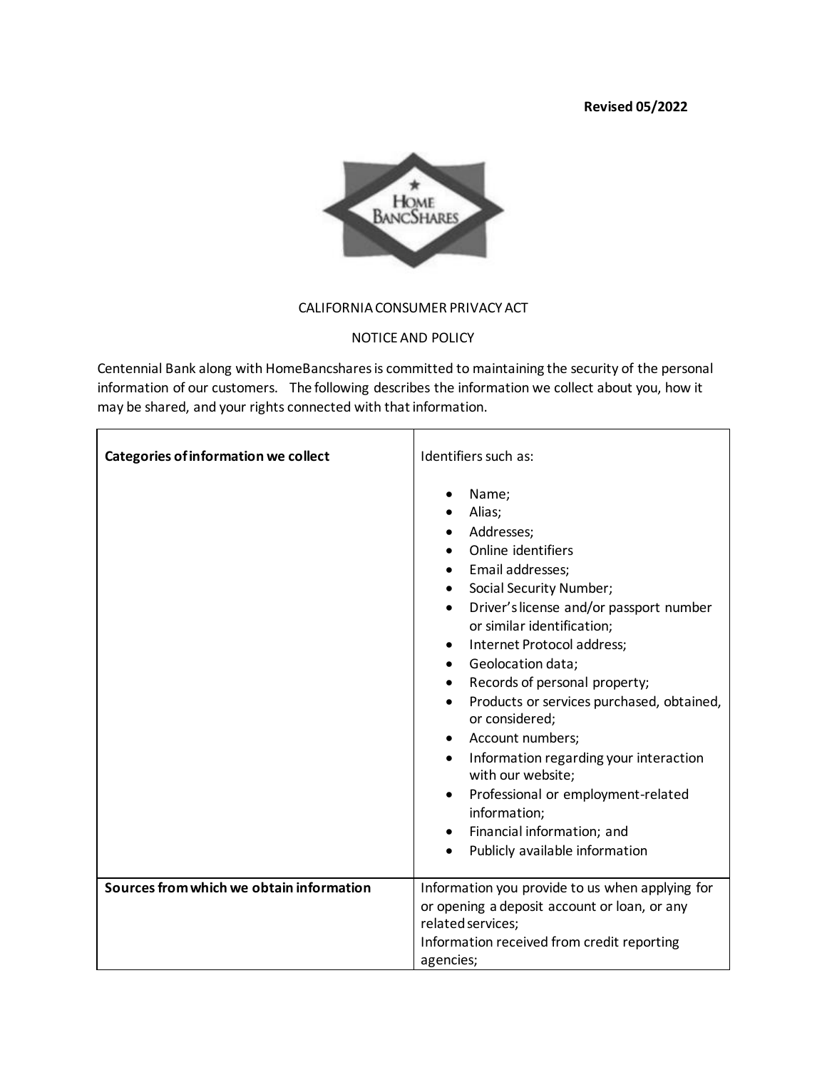**Revised 05/2022**

CALIFORNIA CONSUMER PRIVACY ACT

NOTICE AND POLICY

Centennial Bank along with HomeBancshares is committed to maintaining the security of the personal information of our customers. The following describes the information we collect about you, how it may be shared, and your rights connected with that information.

| | |
|---|---|
| **Categories of information we collect** | Identifiers such as:<br><br>• Name;<br>• Alias;<br>• Addresses;<br>• Online identifiers<br>• Email addresses;<br>• Social Security Number;<br>• Driver's license and/or passport number or similar identification;<br>• Internet Protocol address;<br>• Geolocation data;<br>• Records of personal property;<br>• Products or services purchased, obtained, or considered;<br>• Account numbers;<br>• Information regarding your interaction with our website;<br>• Professional or employment-related information;<br>• Financial information; and<br>• Publicly available information |
| **Sources from which we obtain information** | Information you provide to us when applying for or opening a deposit account or loan, or any related services;<br>Information received from credit reporting agencies; |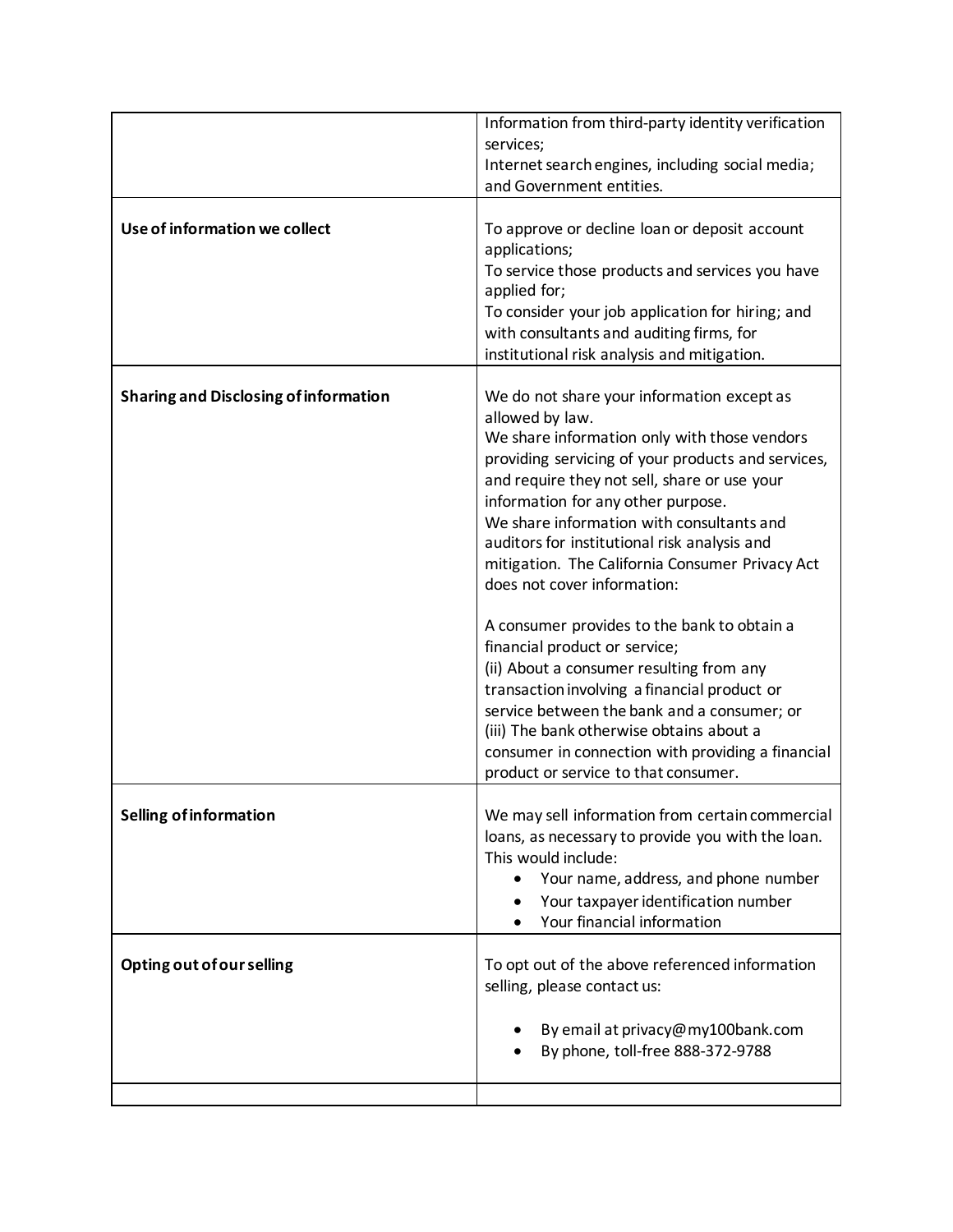| | |
|---|---|
| | Information from third-party identity verification services;<br>Internet search engines, including social media; and Government entities. |
| **Use of information we collect** | To approve or decline loan or deposit account applications;<br>To service those products and services you have applied for;<br>To consider your job application for hiring; and with consultants and auditing firms, for institutional risk analysis and mitigation. |
| **Sharing and Disclosing of information** | We do not share your information except as allowed by law.<br>We share information only with those vendors providing servicing of your products and services, and require they not sell, share or use your information for any other purpose.<br>We share information with consultants and auditors for institutional risk analysis and mitigation. The California Consumer Privacy Act does not cover information:<br><br>A consumer provides to the bank to obtain a financial product or service;<br>(ii) About a consumer resulting from any transaction involving a financial product or service between the bank and a consumer; or<br>(iii) The bank otherwise obtains about a consumer in connection with providing a financial product or service to that consumer. |
| **Selling of information** | We may sell information from certain commercial loans, as necessary to provide you with the loan. This would include:<br>• Your name, address, and phone number<br>• Your taxpayer identification number<br>• Your financial information |
| **Opting out of our selling** | To opt out of the above referenced information selling, please contact us:<br><br>• By email at privacy@my100bank.com<br>• By phone, toll-free 888-372-9788 |
| | |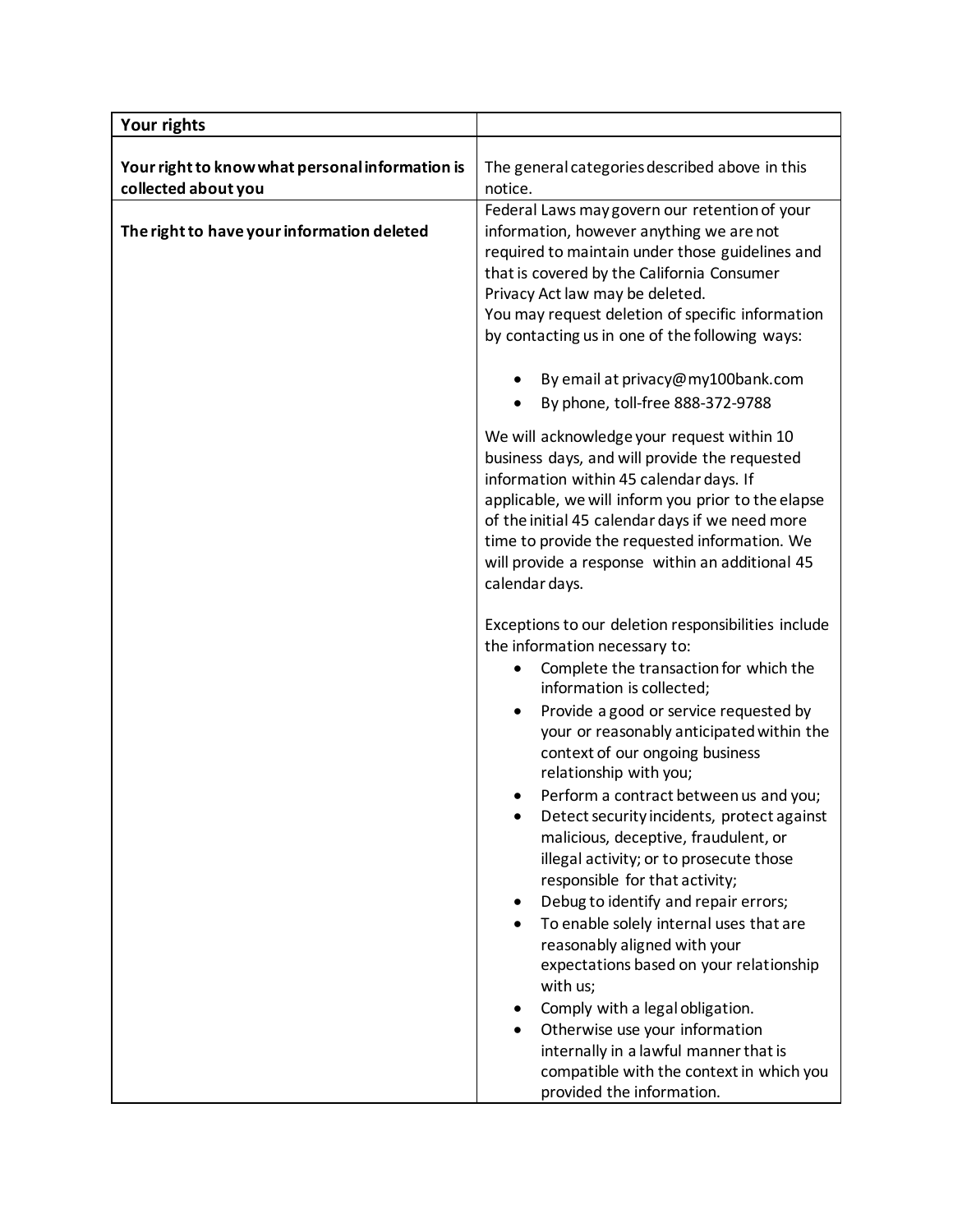| **Your rights** | |
|---|---|
| **Your right to know what personal information is collected about you** | The general categories described above in this notice. |
| **The right to have your information deleted** | Federal Laws may govern our retention of your information, however anything we are not required to maintain under those guidelines and that is covered by the California Consumer Privacy Act law may be deleted.<br>You may request deletion of specific information by contacting us in one of the following ways:<br><br>• By email at privacy@my100bank.com<br>• By phone, toll-free 888-372-9788<br><br>We will acknowledge your request within 10 business days, and will provide the requested information within 45 calendar days. If applicable, we will inform you prior to the elapse of the initial 45 calendar days if we need more time to provide the requested information. We will provide a response within an additional 45 calendar days.<br><br>Exceptions to our deletion responsibilities include the information necessary to:<br>• Complete the transaction for which the information is collected;<br>• Provide a good or service requested by your or reasonably anticipated within the context of our ongoing business relationship with you;<br>• Perform a contract between us and you;<br>• Detect security incidents, protect against malicious, deceptive, fraudulent, or illegal activity; or to prosecute those responsible for that activity;<br>• Debug to identify and repair errors;<br>• To enable solely internal uses that are reasonably aligned with your expectations based on your relationship with us;<br>• Comply with a legal obligation.<br>• Otherwise use your information internally in a lawful manner that is compatible with the context in which you provided the information. |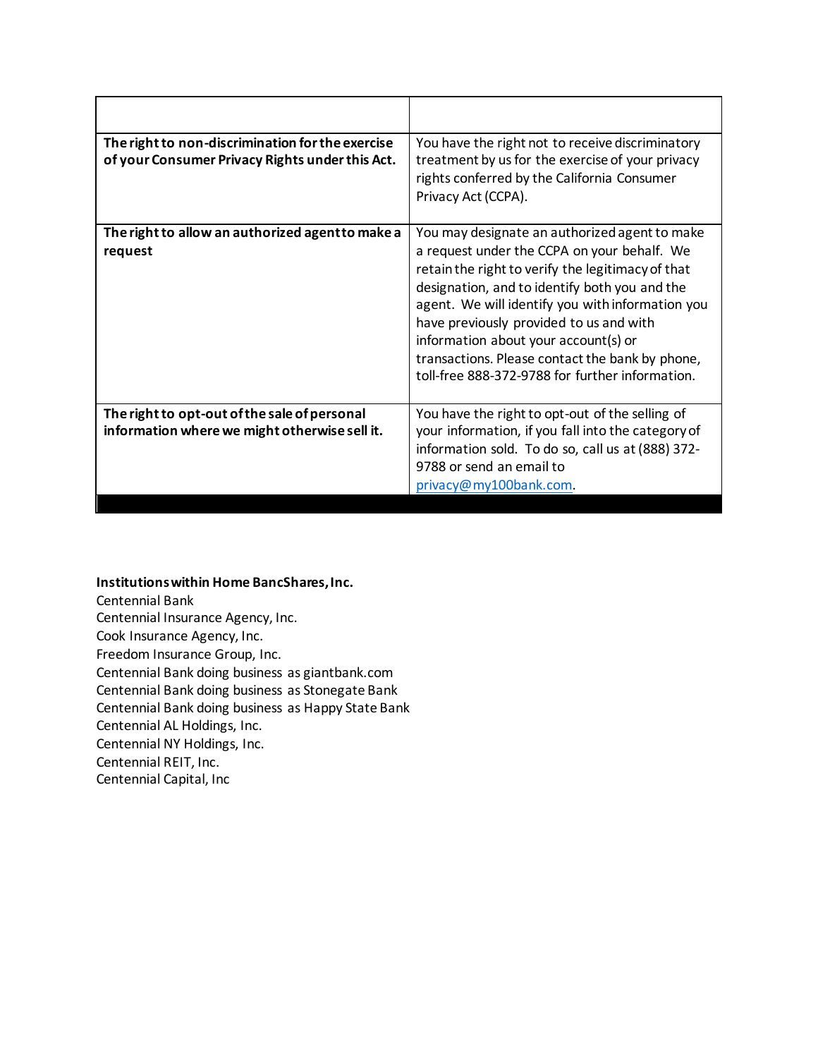| | |
|---|---|
| **The right to non-discrimination for the exercise of your Consumer Privacy Rights under this Act.** | You have the right not to receive discriminatory treatment by us for the exercise of your privacy rights conferred by the California Consumer Privacy Act (CCPA). |
| **The right to allow an authorized agent to make a request** | You may designate an authorized agent to make a request under the CCPA on your behalf. We retain the right to verify the legitimacy of that designation, and to identify both you and the agent. We will identify you with information you have previously provided to us and with information about your account(s) or transactions. Please contact the bank by phone, toll-free 888-372-9788 for further information. |
| **The right to opt-out of the sale of personal information where we might otherwise sell it.** | You have the right to opt-out of the selling of your information, if you fall into the category of information sold. To do so, call us at (888) 372-9788 or send an email to privacy@my100bank.com. |

**Institutions within Home BancShares, Inc.**

Centennial Bank
Centennial Insurance Agency, Inc.
Cook Insurance Agency, Inc.
Freedom Insurance Group, Inc.
Centennial Bank doing business as giantbank.com
Centennial Bank doing business as Stonegate Bank
Centennial Bank doing business as Happy State Bank
Centennial AL Holdings, Inc.
Centennial NY Holdings, Inc.
Centennial REIT, Inc.
Centennial Capital, Inc